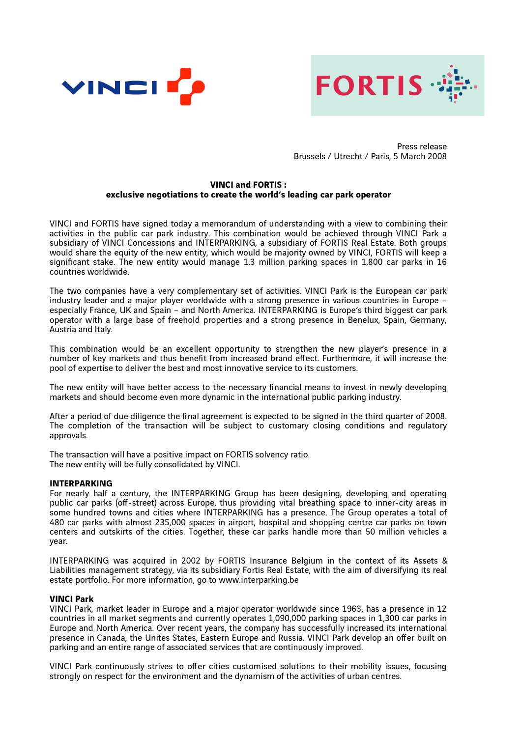Press release
Brussels / Utrecht / Paris, 5 March 2008

**VINCI and FORTIS :**
**exclusive negotiations to create the world's leading car park operator**

VINCI and FORTIS have signed today a memorandum of understanding with a view to combining their activities in the public car park industry. This combination would be achieved through VINCI Park a subsidiary of VINCI Concessions and INTERPARKING, a subsidiary of FORTIS Real Estate. Both groups would share the equity of the new entity, which would be majority owned by VINCI, FORTIS will keep a significant stake. The new entity would manage 1.3 million parking spaces in 1,800 car parks in 16 countries worldwide.

The two companies have a very complementary set of activities. VINCI Park is the European car park industry leader and a major player worldwide with a strong presence in various countries in Europe – especially France, UK and Spain – and North America. INTERPARKING is Europe's third biggest car park operator with a large base of freehold properties and a strong presence in Benelux, Spain, Germany, Austria and Italy.

This combination would be an excellent opportunity to strengthen the new player's presence in a number of key markets and thus benefit from increased brand effect. Furthermore, it will increase the pool of expertise to deliver the best and most innovative service to its customers.

The new entity will have better access to the necessary financial means to invest in newly developing markets and should become even more dynamic in the international public parking industry.

After a period of due diligence the final agreement is expected to be signed in the third quarter of 2008. The completion of the transaction will be subject to customary closing conditions and regulatory approvals.

The transaction will have a positive impact on FORTIS solvency ratio.
The new entity will be fully consolidated by VINCI.

**INTERPARKING**

For nearly half a century, the INTERPARKING Group has been designing, developing and operating public car parks (off-street) across Europe, thus providing vital breathing space to inner-city areas in some hundred towns and cities where INTERPARKING has a presence. The Group operates a total of 480 car parks with almost 235,000 spaces in airport, hospital and shopping centre car parks on town centers and outskirts of the cities. Together, these car parks handle more than 50 million vehicles a year.

INTERPARKING was acquired in 2002 by FORTIS Insurance Belgium in the context of its Assets & Liabilities management strategy, via its subsidiary Fortis Real Estate, with the aim of diversifying its real estate portfolio. For more information, go to www.interparking.be

**VINCI Park**

VINCI Park, market leader in Europe and a major operator worldwide since 1963, has a presence in 12 countries in all market segments and currently operates 1,090,000 parking spaces in 1,300 car parks in Europe and North America. Over recent years, the company has successfully increased its international presence in Canada, the Unites States, Eastern Europe and Russia. VINCI Park develop an offer built on parking and an entire range of associated services that are continuously improved.

VINCI Park continuously strives to offer cities customised solutions to their mobility issues, focusing strongly on respect for the environment and the dynamism of the activities of urban centres.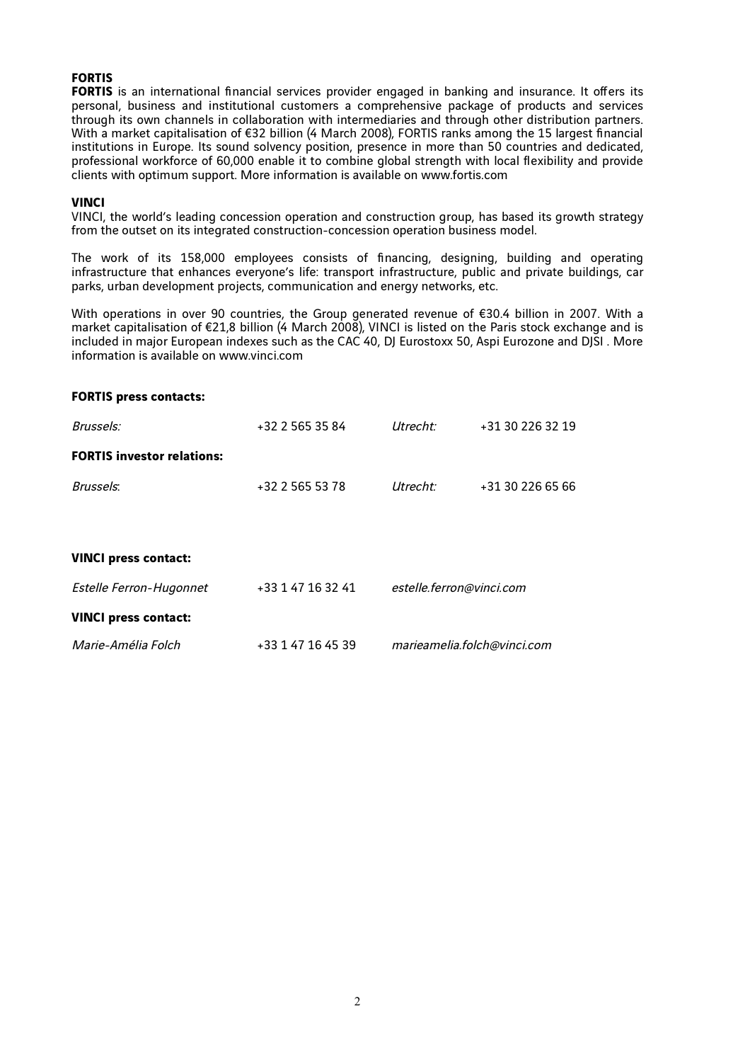**FORTIS**

**FORTIS** is an international financial services provider engaged in banking and insurance. It offers its personal, business and institutional customers a comprehensive package of products and services through its own channels in collaboration with intermediaries and through other distribution partners. With a market capitalisation of €32 billion (4 March 2008), FORTIS ranks among the 15 largest financial institutions in Europe. Its sound solvency position, presence in more than 50 countries and dedicated, professional workforce of 60,000 enable it to combine global strength with local flexibility and provide clients with optimum support. More information is available on www.fortis.com

**VINCI**

VINCI, the world's leading concession operation and construction group, has based its growth strategy from the outset on its integrated construction-concession operation business model.

The work of its 158,000 employees consists of financing, designing, building and operating infrastructure that enhances everyone's life: transport infrastructure, public and private buildings, car parks, urban development projects, communication and energy networks, etc.

With operations in over 90 countries, the Group generated revenue of €30.4 billion in 2007. With a market capitalisation of €21,8 billion (4 March 2008), VINCI is listed on the Paris stock exchange and is included in major European indexes such as the CAC 40, DJ Eurostoxx 50, Aspi Eurozone and DJSI . More information is available on www.vinci.com

**FORTIS press contacts:**

| | | | |
|---|---|---|---|
| *Brussels:* | +32 2 565 35 84 | *Utrecht:* | +31 30 226 32 19 |

**FORTIS investor relations:**

| | | | |
|---|---|---|---|
| *Brussels*: | +32 2 565 53 78 | *Utrecht:* | +31 30 226 65 66 |

**VINCI press contact:**

| | | |
|---|---|---|
| *Estelle Ferron-Hugonnet* | +33 1 47 16 32 41 | *estelle.ferron@vinci.com* |

**VINCI press contact:**

| | | |
|---|---|---|
| *Marie-Amélia Folch* | +33 1 47 16 45 39 | *marieamelia.folch@vinci.com* |